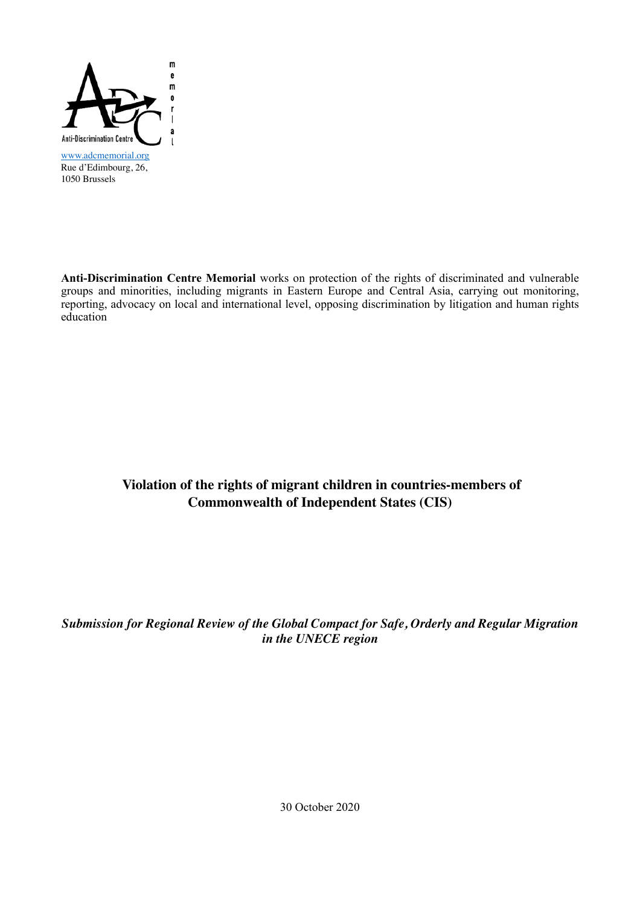Anti-Discrimination Centre memorial

www.adcmemorial.org
Rue d'Edimbourg, 26,
1050 Brussels

**Anti-Discrimination Centre Memorial** works on protection of the rights of discriminated and vulnerable groups and minorities, including migrants in Eastern Europe and Central Asia, carrying out monitoring, reporting, advocacy on local and international level, opposing discrimination by litigation and human rights education

# Violation of the rights of migrant children in countries-members of Commonwealth of Independent States (CIS)

***Submission for Regional Review of the Global Compact for Safe, Orderly and Regular Migration in the UNECE region***

30 October 2020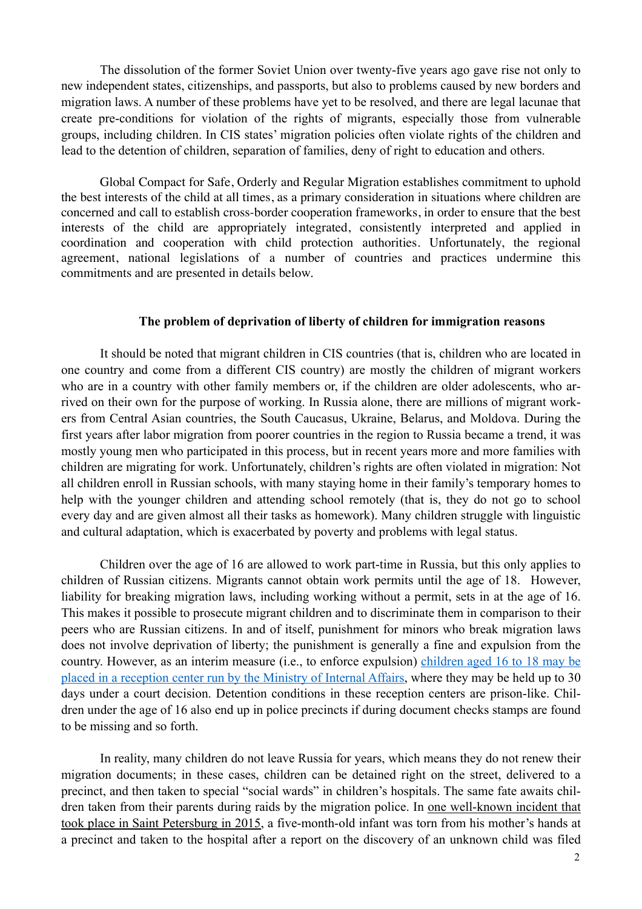The dissolution of the former Soviet Union over twenty-five years ago gave rise not only to new independent states, citizenships, and passports, but also to problems caused by new borders and migration laws. A number of these problems have yet to be resolved, and there are legal lacunae that create pre-conditions for violation of the rights of migrants, especially those from vulnerable groups, including children. In CIS states' migration policies often violate rights of the children and lead to the detention of children, separation of families, deny of right to education and others.

Global Compact for Safe, Orderly and Regular Migration establishes commitment to uphold the best interests of the child at all times, as a primary consideration in situations where children are concerned and call to establish cross-border cooperation frameworks, in order to ensure that the best interests of the child are appropriately integrated, consistently interpreted and applied in coordination and cooperation with child protection authorities. Unfortunately, the regional agreement, national legislations of a number of countries and practices undermine this commitments and are presented in details below.

**The problem of deprivation of liberty of children for immigration reasons**

It should be noted that migrant children in CIS countries (that is, children who are located in one country and come from a different CIS country) are mostly the children of migrant workers who are in a country with other family members or, if the children are older adolescents, who arrived on their own for the purpose of working. In Russia alone, there are millions of migrant workers from Central Asian countries, the South Caucasus, Ukraine, Belarus, and Moldova. During the first years after labor migration from poorer countries in the region to Russia became a trend, it was mostly young men who participated in this process, but in recent years more and more families with children are migrating for work. Unfortunately, children's rights are often violated in migration: Not all children enroll in Russian schools, with many staying home in their family's temporary homes to help with the younger children and attending school remotely (that is, they do not go to school every day and are given almost all their tasks as homework). Many children struggle with linguistic and cultural adaptation, which is exacerbated by poverty and problems with legal status.

Children over the age of 16 are allowed to work part-time in Russia, but this only applies to children of Russian citizens. Migrants cannot obtain work permits until the age of 18. However, liability for breaking migration laws, including working without a permit, sets in at the age of 16. This makes it possible to prosecute migrant children and to discriminate them in comparison to their peers who are Russian citizens. In and of itself, punishment for minors who break migration laws does not involve deprivation of liberty; the punishment is generally a fine and expulsion from the country. However, as an interim measure (i.e., to enforce expulsion) children aged 16 to 18 may be placed in a reception center run by the Ministry of Internal Affairs, where they may be held up to 30 days under a court decision. Detention conditions in these reception centers are prison-like. Children under the age of 16 also end up in police precincts if during document checks stamps are found to be missing and so forth.

In reality, many children do not leave Russia for years, which means they do not renew their migration documents; in these cases, children can be detained right on the street, delivered to a precinct, and then taken to special "social wards" in children's hospitals. The same fate awaits children taken from their parents during raids by the migration police. In one well-known incident that took place in Saint Petersburg in 2015, a five-month-old infant was torn from his mother's hands at a precinct and taken to the hospital after a report on the discovery of an unknown child was filed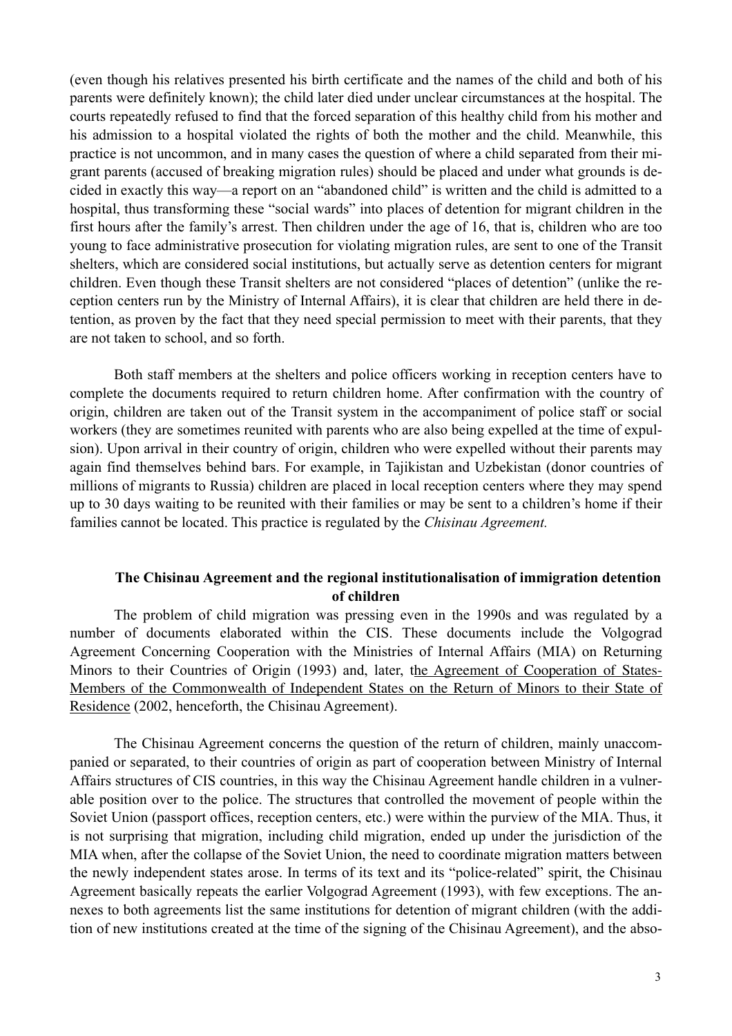(even though his relatives presented his birth certificate and the names of the child and both of his parents were definitely known); the child later died under unclear circumstances at the hospital. The courts repeatedly refused to find that the forced separation of this healthy child from his mother and his admission to a hospital violated the rights of both the mother and the child. Meanwhile, this practice is not uncommon, and in many cases the question of where a child separated from their migrant parents (accused of breaking migration rules) should be placed and under what grounds is decided in exactly this way—a report on an "abandoned child" is written and the child is admitted to a hospital, thus transforming these "social wards" into places of detention for migrant children in the first hours after the family's arrest. Then children under the age of 16, that is, children who are too young to face administrative prosecution for violating migration rules, are sent to one of the Transit shelters, which are considered social institutions, but actually serve as detention centers for migrant children. Even though these Transit shelters are not considered "places of detention" (unlike the reception centers run by the Ministry of Internal Affairs), it is clear that children are held there in detention, as proven by the fact that they need special permission to meet with their parents, that they are not taken to school, and so forth.

Both staff members at the shelters and police officers working in reception centers have to complete the documents required to return children home. After confirmation with the country of origin, children are taken out of the Transit system in the accompaniment of police staff or social workers (they are sometimes reunited with parents who are also being expelled at the time of expulsion). Upon arrival in their country of origin, children who were expelled without their parents may again find themselves behind bars. For example, in Tajikistan and Uzbekistan (donor countries of millions of migrants to Russia) children are placed in local reception centers where they may spend up to 30 days waiting to be reunited with their families or may be sent to a children's home if their families cannot be located. This practice is regulated by the *Chisinau Agreement.*

## The Chisinau Agreement and the regional institutionalisation of immigration detention of children

The problem of child migration was pressing even in the 1990s and was regulated by a number of documents elaborated within the CIS. These documents include the Volgograd Agreement Concerning Cooperation with the Ministries of Internal Affairs (MIA) on Returning Minors to their Countries of Origin (1993) and, later, the Agreement of Cooperation of States-Members of the Commonwealth of Independent States on the Return of Minors to their State of Residence (2002, henceforth, the Chisinau Agreement).

The Chisinau Agreement concerns the question of the return of children, mainly unaccompanied or separated, to their countries of origin as part of cooperation between Ministry of Internal Affairs structures of CIS countries, in this way the Chisinau Agreement handle children in a vulnerable position over to the police. The structures that controlled the movement of people within the Soviet Union (passport offices, reception centers, etc.) were within the purview of the MIA. Thus, it is not surprising that migration, including child migration, ended up under the jurisdiction of the MIA when, after the collapse of the Soviet Union, the need to coordinate migration matters between the newly independent states arose. In terms of its text and its "police-related" spirit, the Chisinau Agreement basically repeats the earlier Volgograd Agreement (1993), with few exceptions. The annexes to both agreements list the same institutions for detention of migrant children (with the addition of new institutions created at the time of the signing of the Chisinau Agreement), and the abso-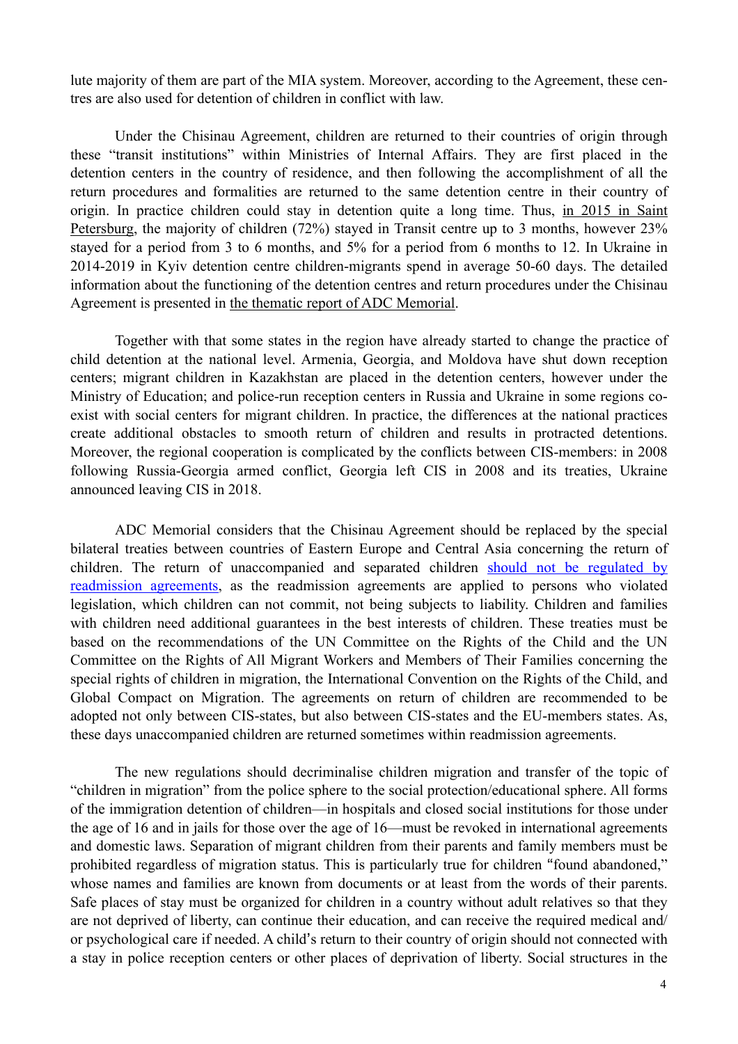lute majority of them are part of the MIA system. Moreover, according to the Agreement, these centres are also used for detention of children in conflict with law.

Under the Chisinau Agreement, children are returned to their countries of origin through these "transit institutions" within Ministries of Internal Affairs. They are first placed in the detention centers in the country of residence, and then following the accomplishment of all the return procedures and formalities are returned to the same detention centre in their country of origin. In practice children could stay in detention quite a long time. Thus, in 2015 in Saint Petersburg, the majority of children (72%) stayed in Transit centre up to 3 months, however 23% stayed for a period from 3 to 6 months, and 5% for a period from 6 months to 12. In Ukraine in 2014-2019 in Kyiv detention centre children-migrants spend in average 50-60 days. The detailed information about the functioning of the detention centres and return procedures under the Chisinau Agreement is presented in the thematic report of ADC Memorial.

Together with that some states in the region have already started to change the practice of child detention at the national level. Armenia, Georgia, and Moldova have shut down reception centers; migrant children in Kazakhstan are placed in the detention centers, however under the Ministry of Education; and police-run reception centers in Russia and Ukraine in some regions coexist with social centers for migrant children. In practice, the differences at the national practices create additional obstacles to smooth return of children and results in protracted detentions. Moreover, the regional cooperation is complicated by the conflicts between CIS-members: in 2008 following Russia-Georgia armed conflict, Georgia left CIS in 2008 and its treaties, Ukraine announced leaving CIS in 2018.

ADC Memorial considers that the Chisinau Agreement should be replaced by the special bilateral treaties between countries of Eastern Europe and Central Asia concerning the return of children. The return of unaccompanied and separated children should not be regulated by readmission agreements, as the readmission agreements are applied to persons who violated legislation, which children can not commit, not being subjects to liability. Children and families with children need additional guarantees in the best interests of children. These treaties must be based on the recommendations of the UN Committee on the Rights of the Child and the UN Committee on the Rights of All Migrant Workers and Members of Their Families concerning the special rights of children in migration, the International Convention on the Rights of the Child, and Global Compact on Migration. The agreements on return of children are recommended to be adopted not only between CIS-states, but also between CIS-states and the EU-members states. As, these days unaccompanied children are returned sometimes within readmission agreements.

The new regulations should decriminalise children migration and transfer of the topic of "children in migration" from the police sphere to the social protection/educational sphere. All forms of the immigration detention of children—in hospitals and closed social institutions for those under the age of 16 and in jails for those over the age of 16—must be revoked in international agreements and domestic laws. Separation of migrant children from their parents and family members must be prohibited regardless of migration status. This is particularly true for children "found abandoned," whose names and families are known from documents or at least from the words of their parents. Safe places of stay must be organized for children in a country without adult relatives so that they are not deprived of liberty, can continue their education, and can receive the required medical and/or psychological care if needed. A child's return to their country of origin should not connected with a stay in police reception centers or other places of deprivation of liberty. Social structures in the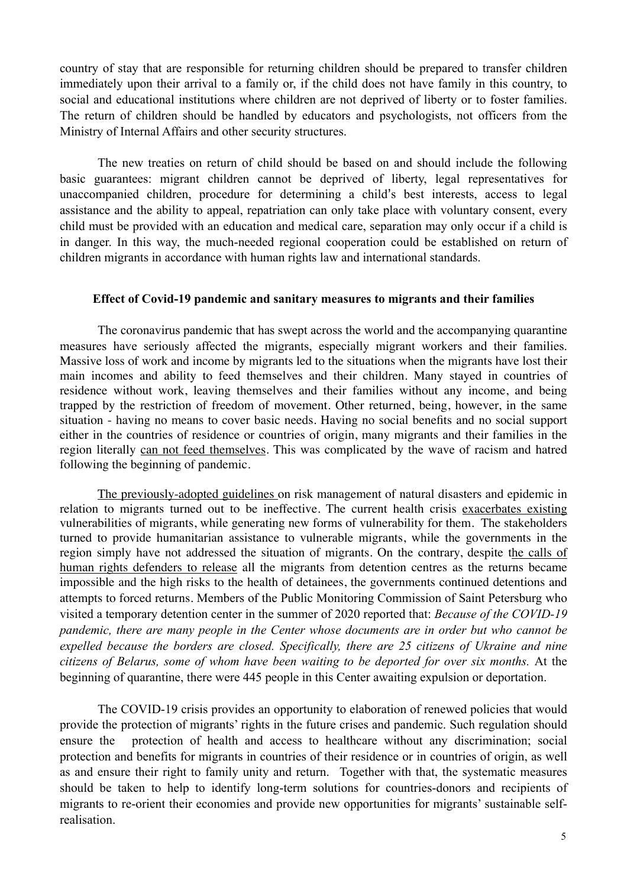country of stay that are responsible for returning children should be prepared to transfer children immediately upon their arrival to a family or, if the child does not have family in this country, to social and educational institutions where children are not deprived of liberty or to foster families. The return of children should be handled by educators and psychologists, not officers from the Ministry of Internal Affairs and other security structures.

The new treaties on return of child should be based on and should include the following basic guarantees: migrant children cannot be deprived of liberty, legal representatives for unaccompanied children, procedure for determining a child's best interests, access to legal assistance and the ability to appeal, repatriation can only take place with voluntary consent, every child must be provided with an education and medical care, separation may only occur if a child is in danger. In this way, the much-needed regional cooperation could be established on return of children migrants in accordance with human rights law and international standards.

**Effect of Covid-19 pandemic and sanitary measures to migrants and their families**

The coronavirus pandemic that has swept across the world and the accompanying quarantine measures have seriously affected the migrants, especially migrant workers and their families. Massive loss of work and income by migrants led to the situations when the migrants have lost their main incomes and ability to feed themselves and their children. Many stayed in countries of residence without work, leaving themselves and their families without any income, and being trapped by the restriction of freedom of movement. Other returned, being, however, in the same situation - having no means to cover basic needs. Having no social benefits and no social support either in the countries of residence or countries of origin, many migrants and their families in the region literally can not feed themselves. This was complicated by the wave of racism and hatred following the beginning of pandemic.

The previously-adopted guidelines on risk management of natural disasters and epidemic in relation to migrants turned out to be ineffective. The current health crisis exacerbates existing vulnerabilities of migrants, while generating new forms of vulnerability for them. The stakeholders turned to provide humanitarian assistance to vulnerable migrants, while the governments in the region simply have not addressed the situation of migrants. On the contrary, despite the calls of human rights defenders to release all the migrants from detention centres as the returns became impossible and the high risks to the health of detainees, the governments continued detentions and attempts to forced returns. Members of the Public Monitoring Commission of Saint Petersburg who visited a temporary detention center in the summer of 2020 reported that: *Because of the COVID-19 pandemic, there are many people in the Center whose documents are in order but who cannot be expelled because the borders are closed. Specifically, there are 25 citizens of Ukraine and nine citizens of Belarus, some of whom have been waiting to be deported for over six months.* At the beginning of quarantine, there were 445 people in this Center awaiting expulsion or deportation.

The COVID-19 crisis provides an opportunity to elaboration of renewed policies that would provide the protection of migrants' rights in the future crises and pandemic. Such regulation should ensure the protection of health and access to healthcare without any discrimination; social protection and benefits for migrants in countries of their residence or in countries of origin, as well as and ensure their right to family unity and return. Together with that, the systematic measures should be taken to help to identify long-term solutions for countries-donors and recipients of migrants to re-orient their economies and provide new opportunities for migrants' sustainable self-realisation.